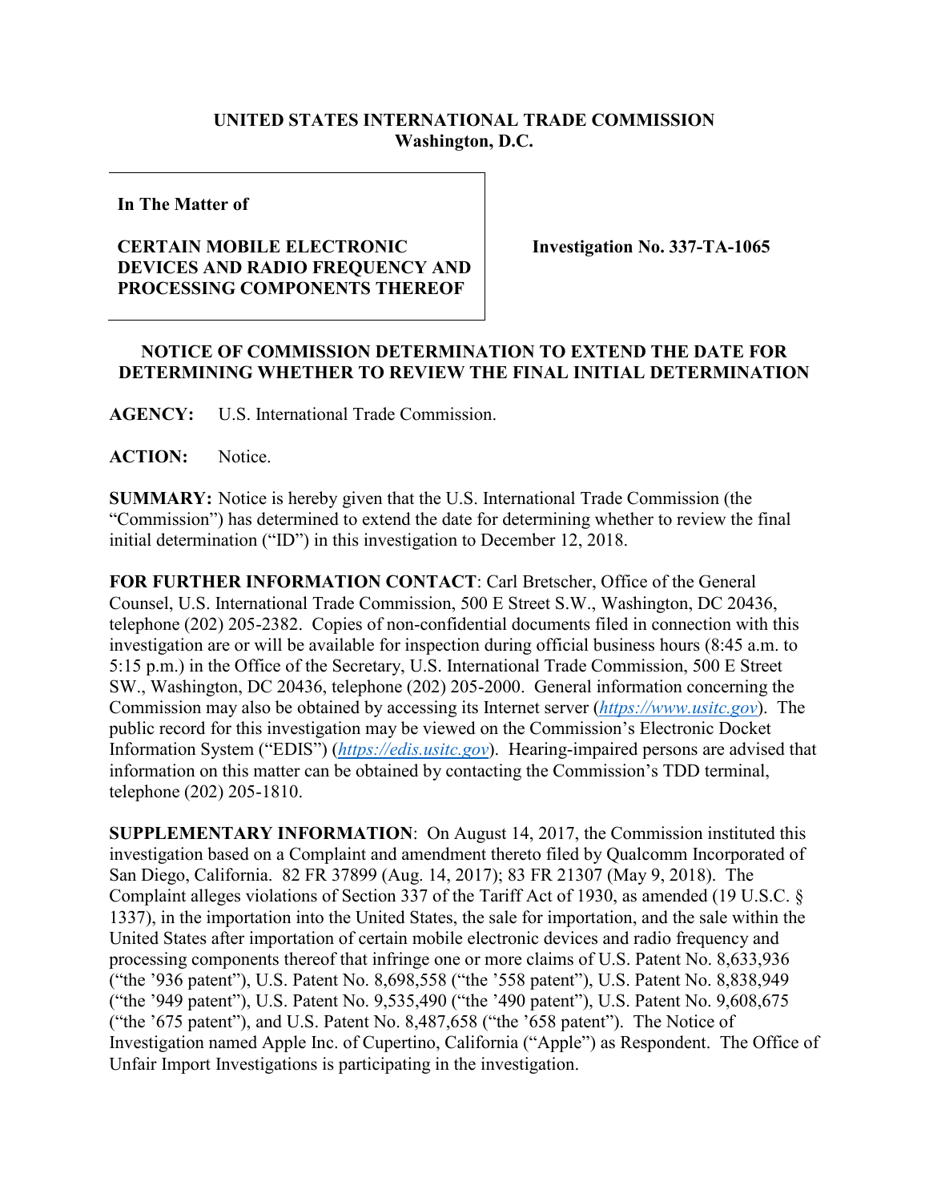**UNITED STATES INTERNATIONAL TRADE COMMISSION**
**Washington, D.C.**

| | |
|---|---|
| **In The Matter of**<br><br>**CERTAIN MOBILE ELECTRONIC DEVICES AND RADIO FREQUENCY AND PROCESSING COMPONENTS THEREOF** | **Investigation No. 337-TA-1065** |

**NOTICE OF COMMISSION DETERMINATION TO EXTEND THE DATE FOR DETERMINING WHETHER TO REVIEW THE FINAL INITIAL DETERMINATION**

**AGENCY:** U.S. International Trade Commission.

**ACTION:** Notice.

**SUMMARY:** Notice is hereby given that the U.S. International Trade Commission (the "Commission") has determined to extend the date for determining whether to review the final initial determination ("ID") in this investigation to December 12, 2018.

**FOR FURTHER INFORMATION CONTACT**: Carl Bretscher, Office of the General Counsel, U.S. International Trade Commission, 500 E Street S.W., Washington, DC 20436, telephone (202) 205-2382. Copies of non-confidential documents filed in connection with this investigation are or will be available for inspection during official business hours (8:45 a.m. to 5:15 p.m.) in the Office of the Secretary, U.S. International Trade Commission, 500 E Street SW., Washington, DC 20436, telephone (202) 205-2000. General information concerning the Commission may also be obtained by accessing its Internet server (*https://www.usitc.gov*). The public record for this investigation may be viewed on the Commission's Electronic Docket Information System ("EDIS") (*https://edis.usitc.gov*). Hearing-impaired persons are advised that information on this matter can be obtained by contacting the Commission's TDD terminal, telephone (202) 205-1810.

**SUPPLEMENTARY INFORMATION**: On August 14, 2017, the Commission instituted this investigation based on a Complaint and amendment thereto filed by Qualcomm Incorporated of San Diego, California. 82 FR 37899 (Aug. 14, 2017); 83 FR 21307 (May 9, 2018). The Complaint alleges violations of Section 337 of the Tariff Act of 1930, as amended (19 U.S.C. § 1337), in the importation into the United States, the sale for importation, and the sale within the United States after importation of certain mobile electronic devices and radio frequency and processing components thereof that infringe one or more claims of U.S. Patent No. 8,633,936 ("the '936 patent"), U.S. Patent No. 8,698,558 ("the '558 patent"), U.S. Patent No. 8,838,949 ("the '949 patent"), U.S. Patent No. 9,535,490 ("the '490 patent"), U.S. Patent No. 9,608,675 ("the '675 patent"), and U.S. Patent No. 8,487,658 ("the '658 patent"). The Notice of Investigation named Apple Inc. of Cupertino, California ("Apple") as Respondent. The Office of Unfair Import Investigations is participating in the investigation.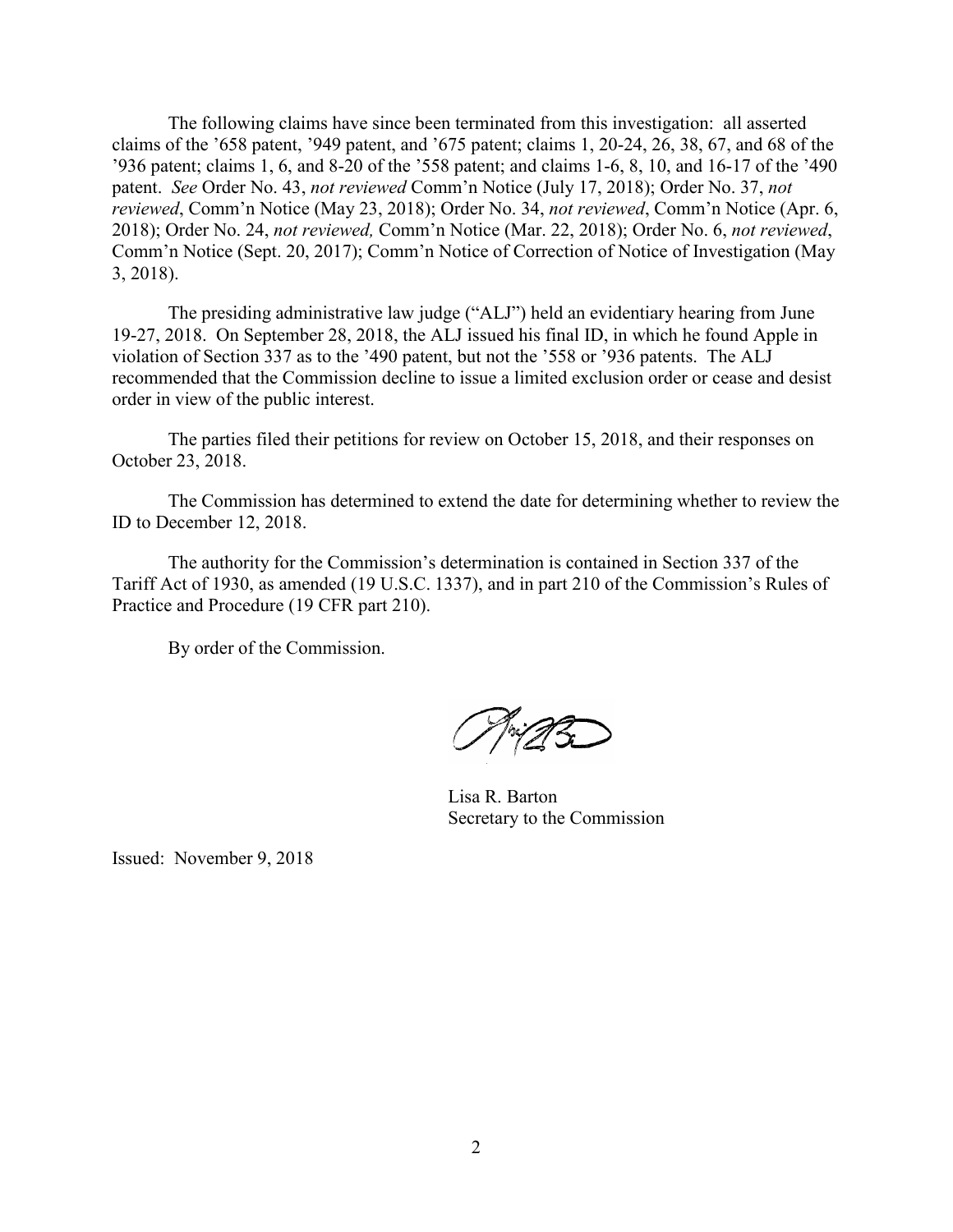The following claims have since been terminated from this investigation: all asserted claims of the '658 patent, '949 patent, and '675 patent; claims 1, 20-24, 26, 38, 67, and 68 of the '936 patent; claims 1, 6, and 8-20 of the '558 patent; and claims 1-6, 8, 10, and 16-17 of the '490 patent. *See* Order No. 43, *not reviewed* Comm'n Notice (July 17, 2018); Order No. 37, *not reviewed*, Comm'n Notice (May 23, 2018); Order No. 34, *not reviewed*, Comm'n Notice (Apr. 6, 2018); Order No. 24, *not reviewed,* Comm'n Notice (Mar. 22, 2018); Order No. 6, *not reviewed*, Comm'n Notice (Sept. 20, 2017); Comm'n Notice of Correction of Notice of Investigation (May 3, 2018).

The presiding administrative law judge ("ALJ") held an evidentiary hearing from June 19-27, 2018. On September 28, 2018, the ALJ issued his final ID, in which he found Apple in violation of Section 337 as to the '490 patent, but not the '558 or '936 patents. The ALJ recommended that the Commission decline to issue a limited exclusion order or cease and desist order in view of the public interest.

The parties filed their petitions for review on October 15, 2018, and their responses on October 23, 2018.

The Commission has determined to extend the date for determining whether to review the ID to December 12, 2018.

The authority for the Commission's determination is contained in Section 337 of the Tariff Act of 1930, as amended (19 U.S.C. 1337), and in part 210 of the Commission's Rules of Practice and Procedure (19 CFR part 210).

By order of the Commission.

Lisa R. Barton
Secretary to the Commission

Issued: November 9, 2018